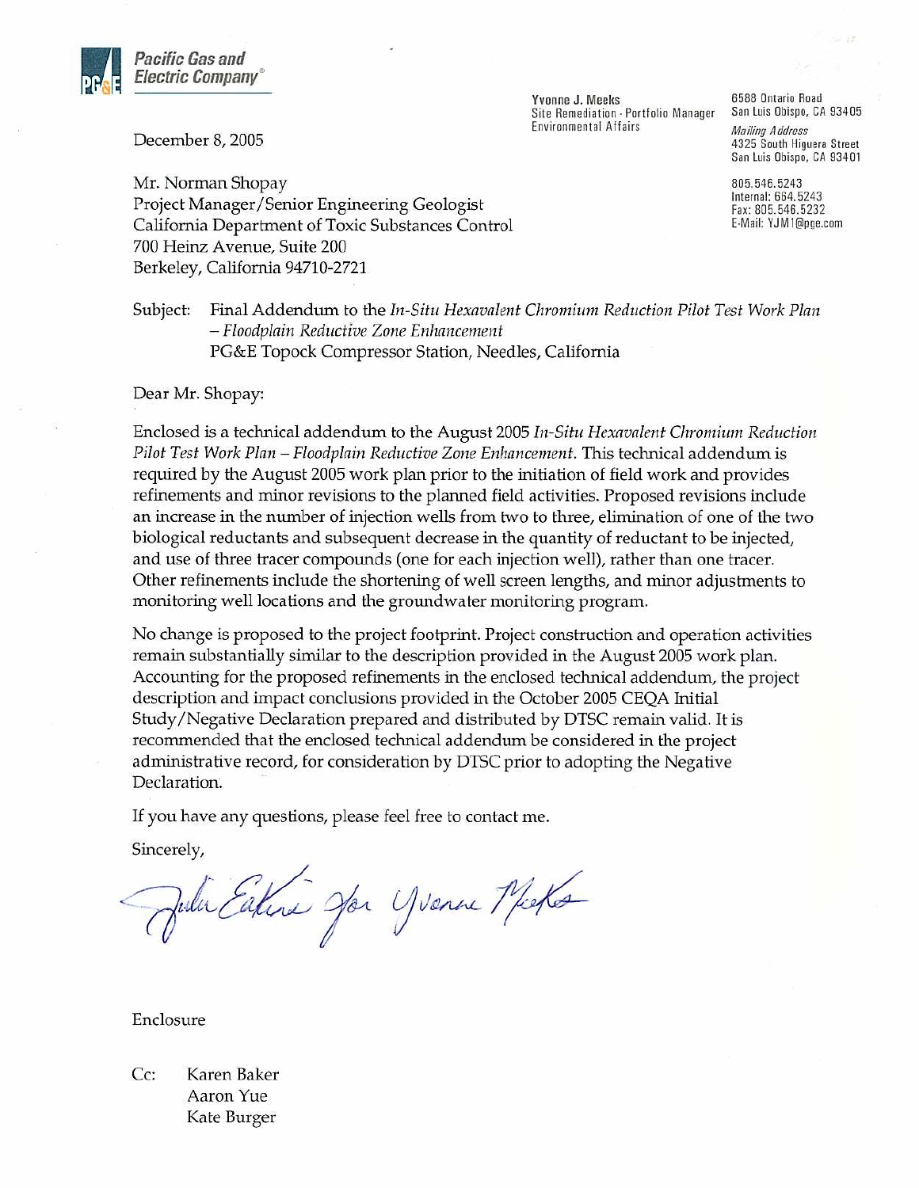**Pacific Gas and Electric Company**

Yvonne J. Meeks
Site Remediation - Portfolio Manager
Environmental Affairs

6588 Ontario Road
San Luis Obispo, CA 93405

*Mailing Address*
4325 South Higuera Street
San Luis Obispo, CA 93401

805.546.5243
Internal: 664.5243
Fax: 805.546.5232
E-Mail: YJM1@pge.com

December 8, 2005

Mr. Norman Shopay
Project Manager/Senior Engineering Geologist
California Department of Toxic Substances Control
700 Heinz Avenue, Suite 200
Berkeley, California 94710-2721

Subject: Final Addendum to the *In-Situ Hexavalent Chromium Reduction Pilot Test Work Plan – Floodplain Reductive Zone Enhancement*
PG&E Topock Compressor Station, Needles, California

Dear Mr. Shopay:

Enclosed is a technical addendum to the August 2005 *In-Situ Hexavalent Chromium Reduction Pilot Test Work Plan – Floodplain Reductive Zone Enhancement*. This technical addendum is required by the August 2005 work plan prior to the initiation of field work and provides refinements and minor revisions to the planned field activities. Proposed revisions include an increase in the number of injection wells from two to three, elimination of one of the two biological reductants and subsequent decrease in the quantity of reductant to be injected, and use of three tracer compounds (one for each injection well), rather than one tracer. Other refinements include the shortening of well screen lengths, and minor adjustments to monitoring well locations and the groundwater monitoring program.

No change is proposed to the project footprint. Project construction and operation activities remain substantially similar to the description provided in the August 2005 work plan. Accounting for the proposed refinements in the enclosed technical addendum, the project description and impact conclusions provided in the October 2005 CEQA Initial Study/Negative Declaration prepared and distributed by DTSC remain valid. It is recommended that the enclosed technical addendum be considered in the project administrative record, for consideration by DTSC prior to adopting the Negative Declaration.

If you have any questions, please feel free to contact me.

Sincerely,

Julie Eakins for Yvonne Meeks

Enclosure

Cc: Karen Baker
Aaron Yue
Kate Burger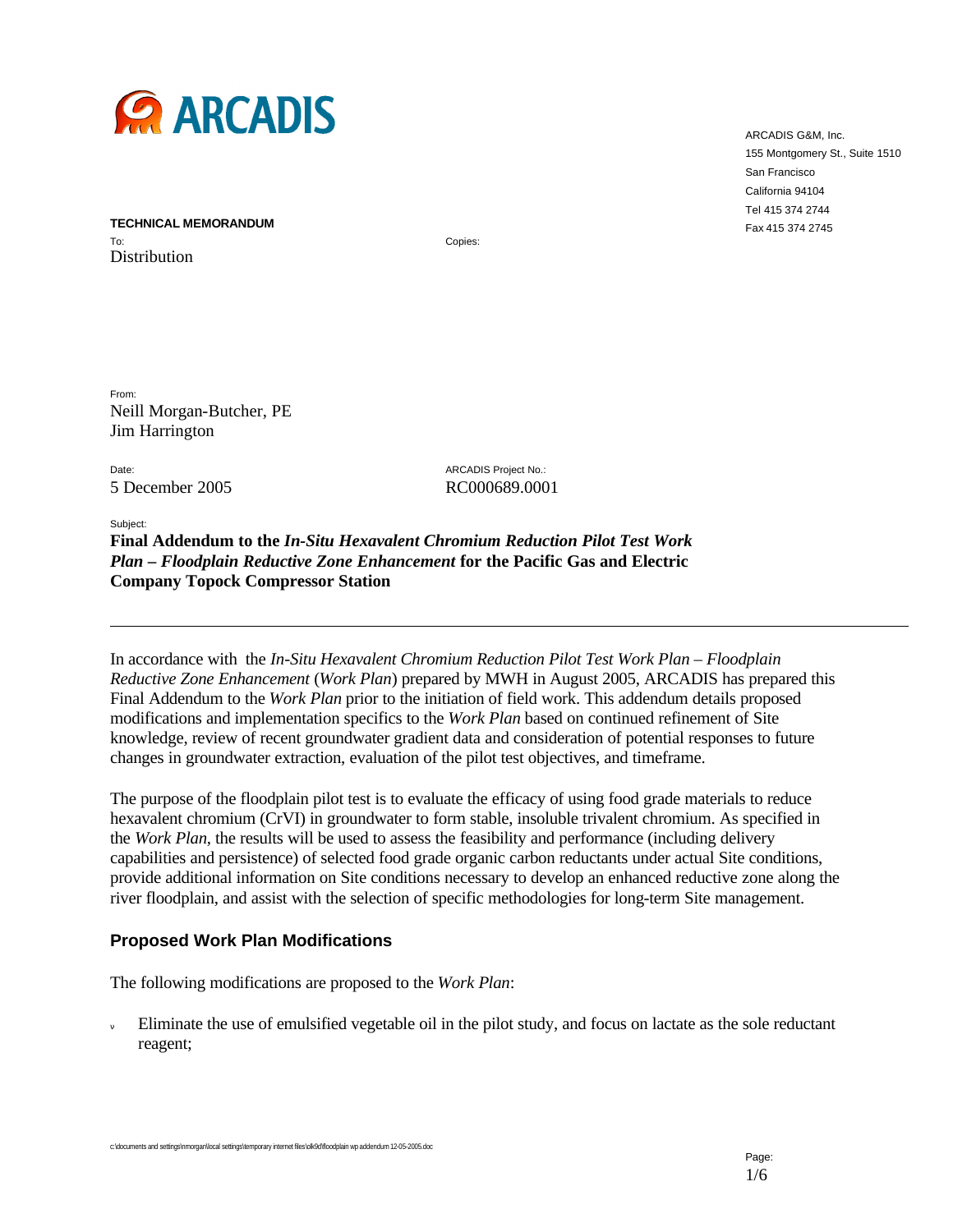**ARCADIS**

ARCADIS G&M, Inc.
155 Montgomery St., Suite 1510
San Francisco
California 94104
Tel 415 374 2744
Fax 415 374 2745

**TECHNICAL MEMORANDUM**

To:
Distribution

Copies:

From:
Neill Morgan-Butcher, PE
Jim Harrington

Date:
5 December 2005

ARCADIS Project No.:
RC000689.0001

Subject:
**Final Addendum to the *In-Situ Hexavalent Chromium Reduction Pilot Test Work Plan – Floodplain Reductive Zone Enhancement* for the Pacific Gas and Electric Company Topock Compressor Station**

---

In accordance with the *In-Situ Hexavalent Chromium Reduction Pilot Test Work Plan – Floodplain Reductive Zone Enhancement* (*Work Plan*) prepared by MWH in August 2005, ARCADIS has prepared this Final Addendum to the *Work Plan* prior to the initiation of field work. This addendum details proposed modifications and implementation specifics to the *Work Plan* based on continued refinement of Site knowledge, review of recent groundwater gradient data and consideration of potential responses to future changes in groundwater extraction, evaluation of the pilot test objectives, and timeframe.

The purpose of the floodplain pilot test is to evaluate the efficacy of using food grade materials to reduce hexavalent chromium (CrVI) in groundwater to form stable, insoluble trivalent chromium. As specified in the *Work Plan*, the results will be used to assess the feasibility and performance (including delivery capabilities and persistence) of selected food grade organic carbon reductants under actual Site conditions, provide additional information on Site conditions necessary to develop an enhanced reductive zone along the river floodplain, and assist with the selection of specific methodologies for long-term Site management.

## Proposed Work Plan Modifications

The following modifications are proposed to the *Work Plan*:

- Eliminate the use of emulsified vegetable oil in the pilot study, and focus on lactate as the sole reductant reagent;

c:\documents and settings\nmorgan\local settings\temporary internet files\olk9d\floodplain wp addendum 12-05-2005.doc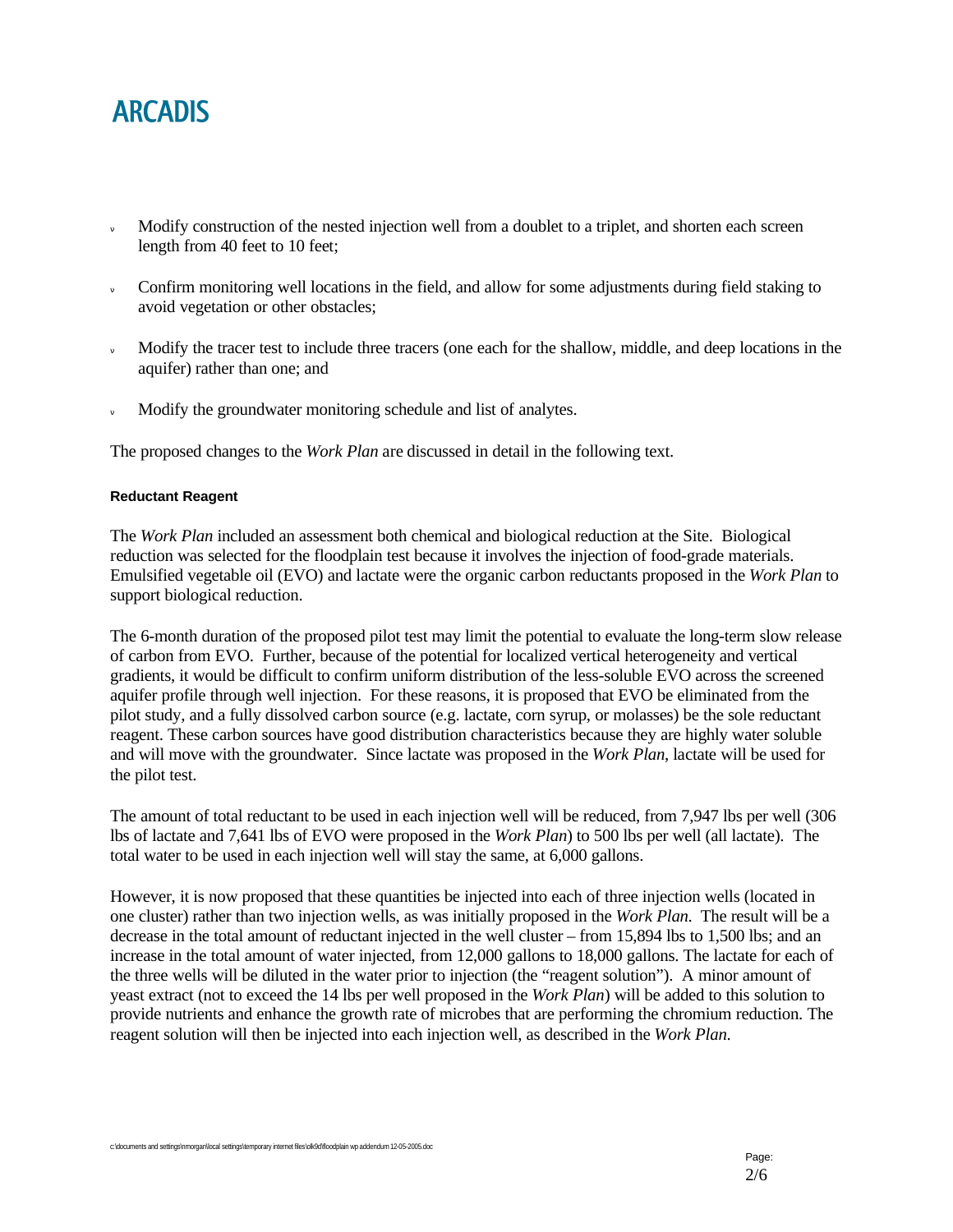- Modify construction of the nested injection well from a doublet to a triplet, and shorten each screen length from 40 feet to 10 feet;
- Confirm monitoring well locations in the field, and allow for some adjustments during field staking to avoid vegetation or other obstacles;
- Modify the tracer test to include three tracers (one each for the shallow, middle, and deep locations in the aquifer) rather than one; and
- Modify the groundwater monitoring schedule and list of analytes.

The proposed changes to the *Work Plan* are discussed in detail in the following text.

#### Reductant Reagent

The *Work Plan* included an assessment both chemical and biological reduction at the Site. Biological reduction was selected for the floodplain test because it involves the injection of food-grade materials. Emulsified vegetable oil (EVO) and lactate were the organic carbon reductants proposed in the *Work Plan* to support biological reduction.

The 6-month duration of the proposed pilot test may limit the potential to evaluate the long-term slow release of carbon from EVO. Further, because of the potential for localized vertical heterogeneity and vertical gradients, it would be difficult to confirm uniform distribution of the less-soluble EVO across the screened aquifer profile through well injection. For these reasons, it is proposed that EVO be eliminated from the pilot study, and a fully dissolved carbon source (e.g. lactate, corn syrup, or molasses) be the sole reductant reagent. These carbon sources have good distribution characteristics because they are highly water soluble and will move with the groundwater. Since lactate was proposed in the *Work Plan*, lactate will be used for the pilot test.

The amount of total reductant to be used in each injection well will be reduced, from 7,947 lbs per well (306 lbs of lactate and 7,641 lbs of EVO were proposed in the *Work Plan*) to 500 lbs per well (all lactate). The total water to be used in each injection well will stay the same, at 6,000 gallons.

However, it is now proposed that these quantities be injected into each of three injection wells (located in one cluster) rather than two injection wells, as was initially proposed in the *Work Plan.* The result will be a decrease in the total amount of reductant injected in the well cluster – from 15,894 lbs to 1,500 lbs; and an increase in the total amount of water injected, from 12,000 gallons to 18,000 gallons. The lactate for each of the three wells will be diluted in the water prior to injection (the "reagent solution"). A minor amount of yeast extract (not to exceed the 14 lbs per well proposed in the *Work Plan*) will be added to this solution to provide nutrients and enhance the growth rate of microbes that are performing the chromium reduction. The reagent solution will then be injected into each injection well, as described in the *Work Plan.*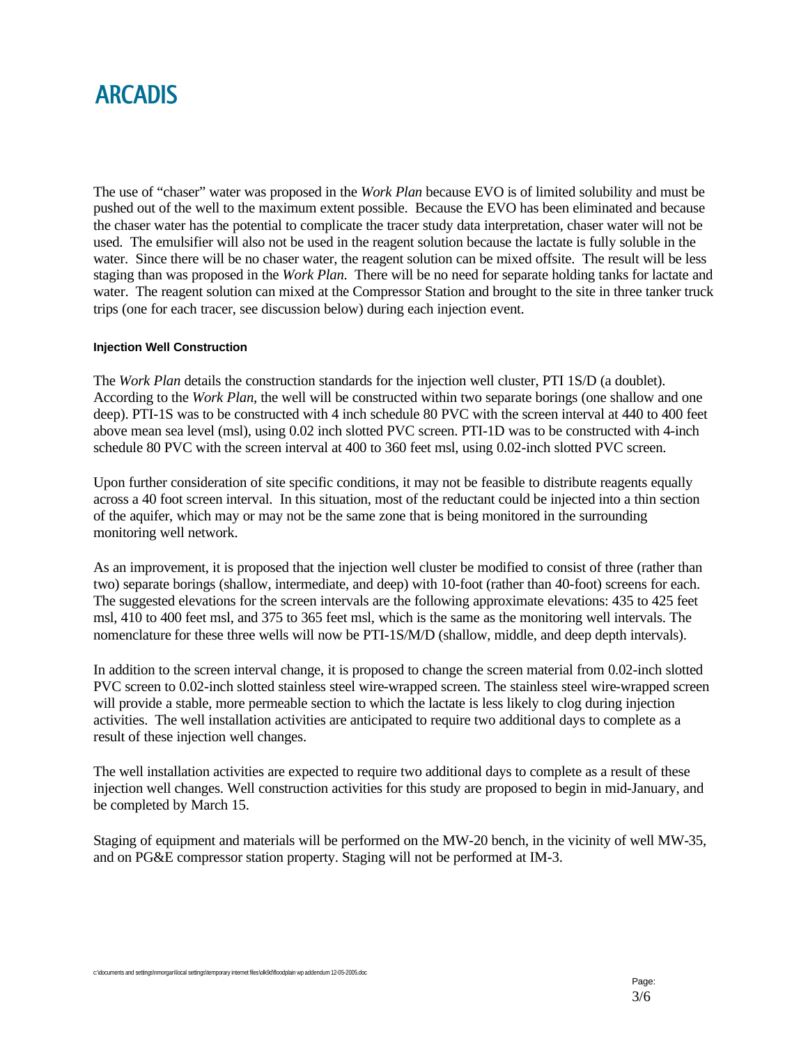The use of "chaser" water was proposed in the *Work Plan* because EVO is of limited solubility and must be pushed out of the well to the maximum extent possible. Because the EVO has been eliminated and because the chaser water has the potential to complicate the tracer study data interpretation, chaser water will not be used. The emulsifier will also not be used in the reagent solution because the lactate is fully soluble in the water. Since there will be no chaser water, the reagent solution can be mixed offsite. The result will be less staging than was proposed in the *Work Plan.* There will be no need for separate holding tanks for lactate and water. The reagent solution can mixed at the Compressor Station and brought to the site in three tanker truck trips (one for each tracer, see discussion below) during each injection event.

**Injection Well Construction**

The *Work Plan* details the construction standards for the injection well cluster, PTI 1S/D (a doublet). According to the *Work Plan*, the well will be constructed within two separate borings (one shallow and one deep). PTI-1S was to be constructed with 4 inch schedule 80 PVC with the screen interval at 440 to 400 feet above mean sea level (msl), using 0.02 inch slotted PVC screen. PTI-1D was to be constructed with 4-inch schedule 80 PVC with the screen interval at 400 to 360 feet msl, using 0.02-inch slotted PVC screen.

Upon further consideration of site specific conditions, it may not be feasible to distribute reagents equally across a 40 foot screen interval. In this situation, most of the reductant could be injected into a thin section of the aquifer, which may or may not be the same zone that is being monitored in the surrounding monitoring well network.

As an improvement, it is proposed that the injection well cluster be modified to consist of three (rather than two) separate borings (shallow, intermediate, and deep) with 10-foot (rather than 40-foot) screens for each. The suggested elevations for the screen intervals are the following approximate elevations: 435 to 425 feet msl, 410 to 400 feet msl, and 375 to 365 feet msl, which is the same as the monitoring well intervals. The nomenclature for these three wells will now be PTI-1S/M/D (shallow, middle, and deep depth intervals).

In addition to the screen interval change, it is proposed to change the screen material from 0.02-inch slotted PVC screen to 0.02-inch slotted stainless steel wire-wrapped screen. The stainless steel wire-wrapped screen will provide a stable, more permeable section to which the lactate is less likely to clog during injection activities. The well installation activities are anticipated to require two additional days to complete as a result of these injection well changes.

The well installation activities are expected to require two additional days to complete as a result of these injection well changes. Well construction activities for this study are proposed to begin in mid-January, and be completed by March 15.

Staging of equipment and materials will be performed on the MW-20 bench, in the vicinity of well MW-35, and on PG&E compressor station property. Staging will not be performed at IM-3.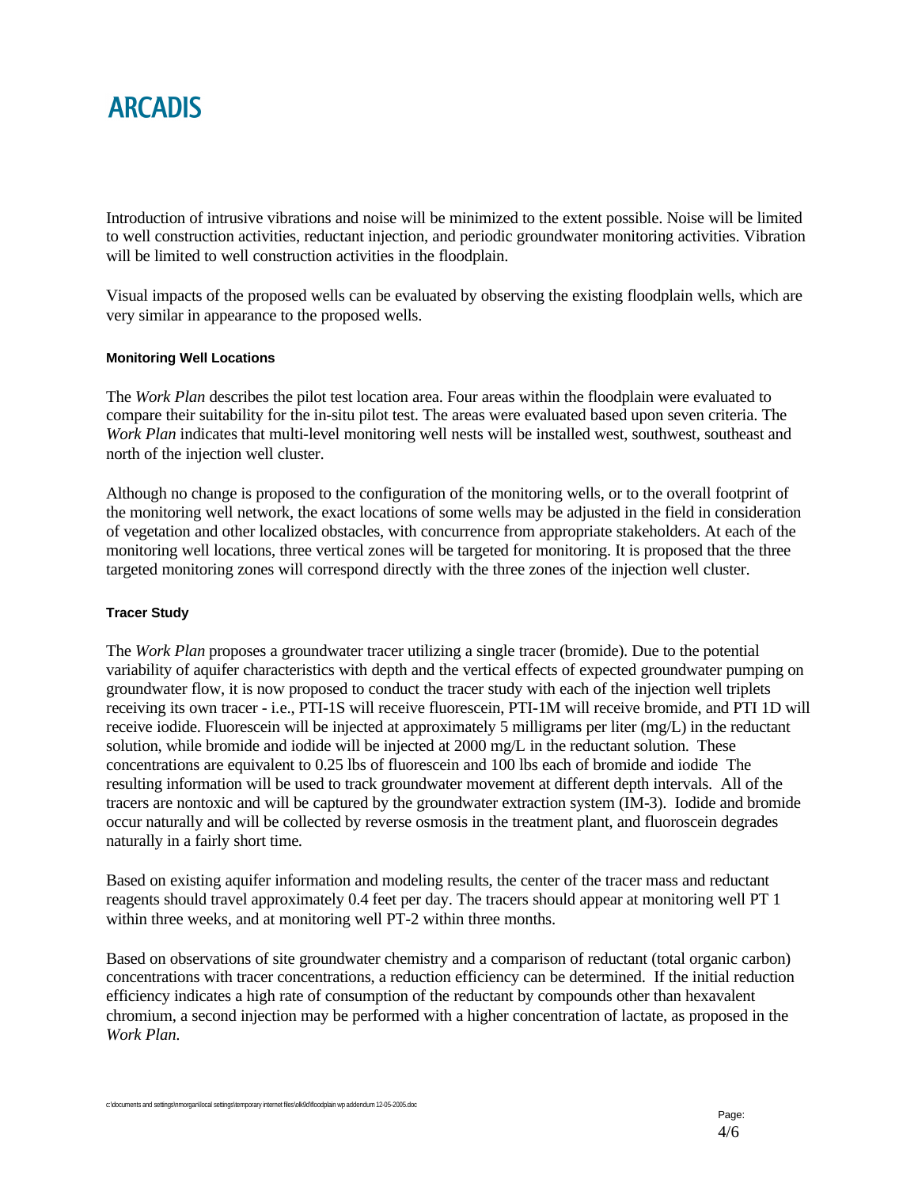Introduction of intrusive vibrations and noise will be minimized to the extent possible. Noise will be limited to well construction activities, reductant injection, and periodic groundwater monitoring activities. Vibration will be limited to well construction activities in the floodplain.

Visual impacts of the proposed wells can be evaluated by observing the existing floodplain wells, which are very similar in appearance to the proposed wells.

#### Monitoring Well Locations

The *Work Plan* describes the pilot test location area. Four areas within the floodplain were evaluated to compare their suitability for the in-situ pilot test. The areas were evaluated based upon seven criteria. The *Work Plan* indicates that multi-level monitoring well nests will be installed west, southwest, southeast and north of the injection well cluster.

Although no change is proposed to the configuration of the monitoring wells, or to the overall footprint of the monitoring well network, the exact locations of some wells may be adjusted in the field in consideration of vegetation and other localized obstacles, with concurrence from appropriate stakeholders. At each of the monitoring well locations, three vertical zones will be targeted for monitoring. It is proposed that the three targeted monitoring zones will correspond directly with the three zones of the injection well cluster.

#### Tracer Study

The *Work Plan* proposes a groundwater tracer utilizing a single tracer (bromide). Due to the potential variability of aquifer characteristics with depth and the vertical effects of expected groundwater pumping on groundwater flow, it is now proposed to conduct the tracer study with each of the injection well triplets receiving its own tracer - i.e., PTI-1S will receive fluorescein, PTI-1M will receive bromide, and PTI 1D will receive iodide. Fluorescein will be injected at approximately 5 milligrams per liter (mg/L) in the reductant solution, while bromide and iodide will be injected at 2000 mg/L in the reductant solution. These concentrations are equivalent to 0.25 lbs of fluorescein and 100 lbs each of bromide and iodide The resulting information will be used to track groundwater movement at different depth intervals. All of the tracers are nontoxic and will be captured by the groundwater extraction system (IM-3). Iodide and bromide occur naturally and will be collected by reverse osmosis in the treatment plant, and fluoroscein degrades naturally in a fairly short time.

Based on existing aquifer information and modeling results, the center of the tracer mass and reductant reagents should travel approximately 0.4 feet per day. The tracers should appear at monitoring well PT 1 within three weeks, and at monitoring well PT-2 within three months.

Based on observations of site groundwater chemistry and a comparison of reductant (total organic carbon) concentrations with tracer concentrations, a reduction efficiency can be determined. If the initial reduction efficiency indicates a high rate of consumption of the reductant by compounds other than hexavalent chromium, a second injection may be performed with a higher concentration of lactate, as proposed in the *Work Plan.*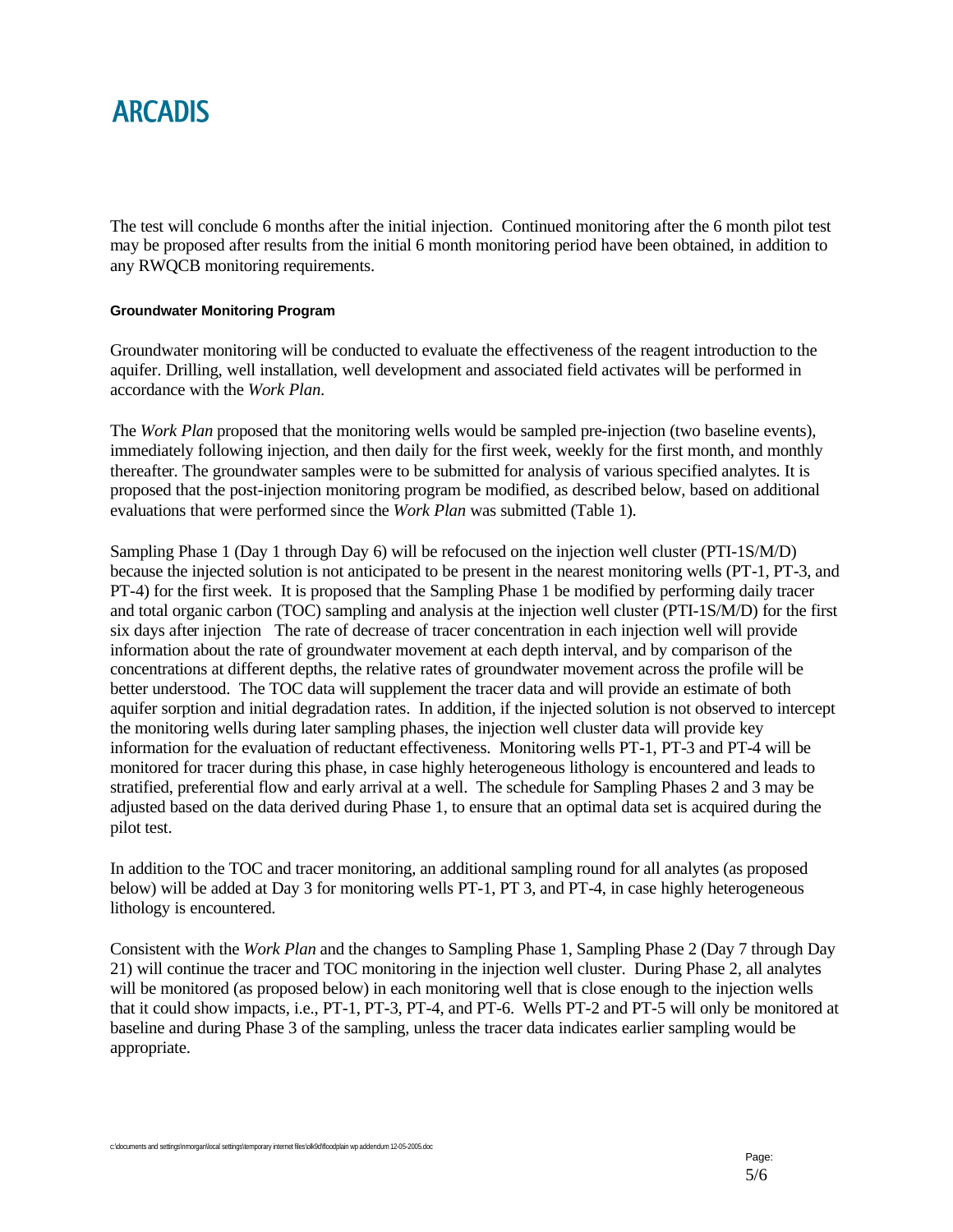The test will conclude 6 months after the initial injection. Continued monitoring after the 6 month pilot test may be proposed after results from the initial 6 month monitoring period have been obtained, in addition to any RWQCB monitoring requirements.

**Groundwater Monitoring Program**

Groundwater monitoring will be conducted to evaluate the effectiveness of the reagent introduction to the aquifer. Drilling, well installation, well development and associated field activates will be performed in accordance with the *Work Plan*.

The *Work Plan* proposed that the monitoring wells would be sampled pre-injection (two baseline events), immediately following injection, and then daily for the first week, weekly for the first month, and monthly thereafter. The groundwater samples were to be submitted for analysis of various specified analytes. It is proposed that the post-injection monitoring program be modified, as described below, based on additional evaluations that were performed since the *Work Plan* was submitted (Table 1).

Sampling Phase 1 (Day 1 through Day 6) will be refocused on the injection well cluster (PTI-1S/M/D) because the injected solution is not anticipated to be present in the nearest monitoring wells (PT-1, PT-3, and PT-4) for the first week. It is proposed that the Sampling Phase 1 be modified by performing daily tracer and total organic carbon (TOC) sampling and analysis at the injection well cluster (PTI-1S/M/D) for the first six days after injection The rate of decrease of tracer concentration in each injection well will provide information about the rate of groundwater movement at each depth interval, and by comparison of the concentrations at different depths, the relative rates of groundwater movement across the profile will be better understood. The TOC data will supplement the tracer data and will provide an estimate of both aquifer sorption and initial degradation rates. In addition, if the injected solution is not observed to intercept the monitoring wells during later sampling phases, the injection well cluster data will provide key information for the evaluation of reductant effectiveness. Monitoring wells PT-1, PT-3 and PT-4 will be monitored for tracer during this phase, in case highly heterogeneous lithology is encountered and leads to stratified, preferential flow and early arrival at a well. The schedule for Sampling Phases 2 and 3 may be adjusted based on the data derived during Phase 1, to ensure that an optimal data set is acquired during the pilot test.

In addition to the TOC and tracer monitoring, an additional sampling round for all analytes (as proposed below) will be added at Day 3 for monitoring wells PT-1, PT 3, and PT-4, in case highly heterogeneous lithology is encountered.

Consistent with the *Work Plan* and the changes to Sampling Phase 1, Sampling Phase 2 (Day 7 through Day 21) will continue the tracer and TOC monitoring in the injection well cluster. During Phase 2, all analytes will be monitored (as proposed below) in each monitoring well that is close enough to the injection wells that it could show impacts, i.e., PT-1, PT-3, PT-4, and PT-6. Wells PT-2 and PT-5 will only be monitored at baseline and during Phase 3 of the sampling, unless the tracer data indicates earlier sampling would be appropriate.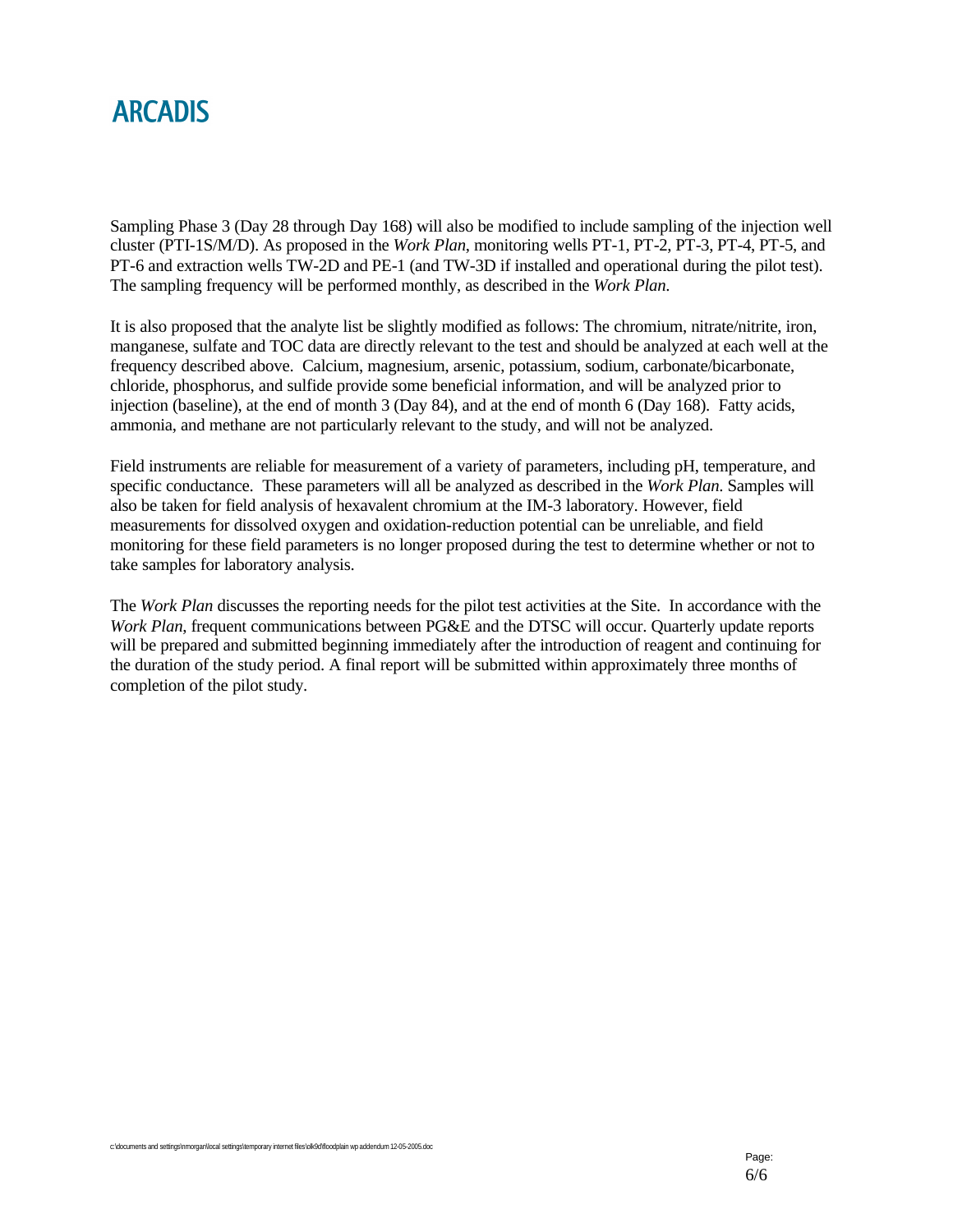Sampling Phase 3 (Day 28 through Day 168) will also be modified to include sampling of the injection well cluster (PTI-1S/M/D). As proposed in the *Work Plan*, monitoring wells PT-1, PT-2, PT-3, PT-4, PT-5, and PT-6 and extraction wells TW-2D and PE-1 (and TW-3D if installed and operational during the pilot test). The sampling frequency will be performed monthly, as described in the *Work Plan*.

It is also proposed that the analyte list be slightly modified as follows: The chromium, nitrate/nitrite, iron, manganese, sulfate and TOC data are directly relevant to the test and should be analyzed at each well at the frequency described above. Calcium, magnesium, arsenic, potassium, sodium, carbonate/bicarbonate, chloride, phosphorus, and sulfide provide some beneficial information, and will be analyzed prior to injection (baseline), at the end of month 3 (Day 84), and at the end of month 6 (Day 168). Fatty acids, ammonia, and methane are not particularly relevant to the study, and will not be analyzed.

Field instruments are reliable for measurement of a variety of parameters, including pH, temperature, and specific conductance. These parameters will all be analyzed as described in the *Work Plan*. Samples will also be taken for field analysis of hexavalent chromium at the IM-3 laboratory. However, field measurements for dissolved oxygen and oxidation-reduction potential can be unreliable, and field monitoring for these field parameters is no longer proposed during the test to determine whether or not to take samples for laboratory analysis.

The *Work Plan* discusses the reporting needs for the pilot test activities at the Site. In accordance with the *Work Plan*, frequent communications between PG&E and the DTSC will occur. Quarterly update reports will be prepared and submitted beginning immediately after the introduction of reagent and continuing for the duration of the study period. A final report will be submitted within approximately three months of completion of the pilot study.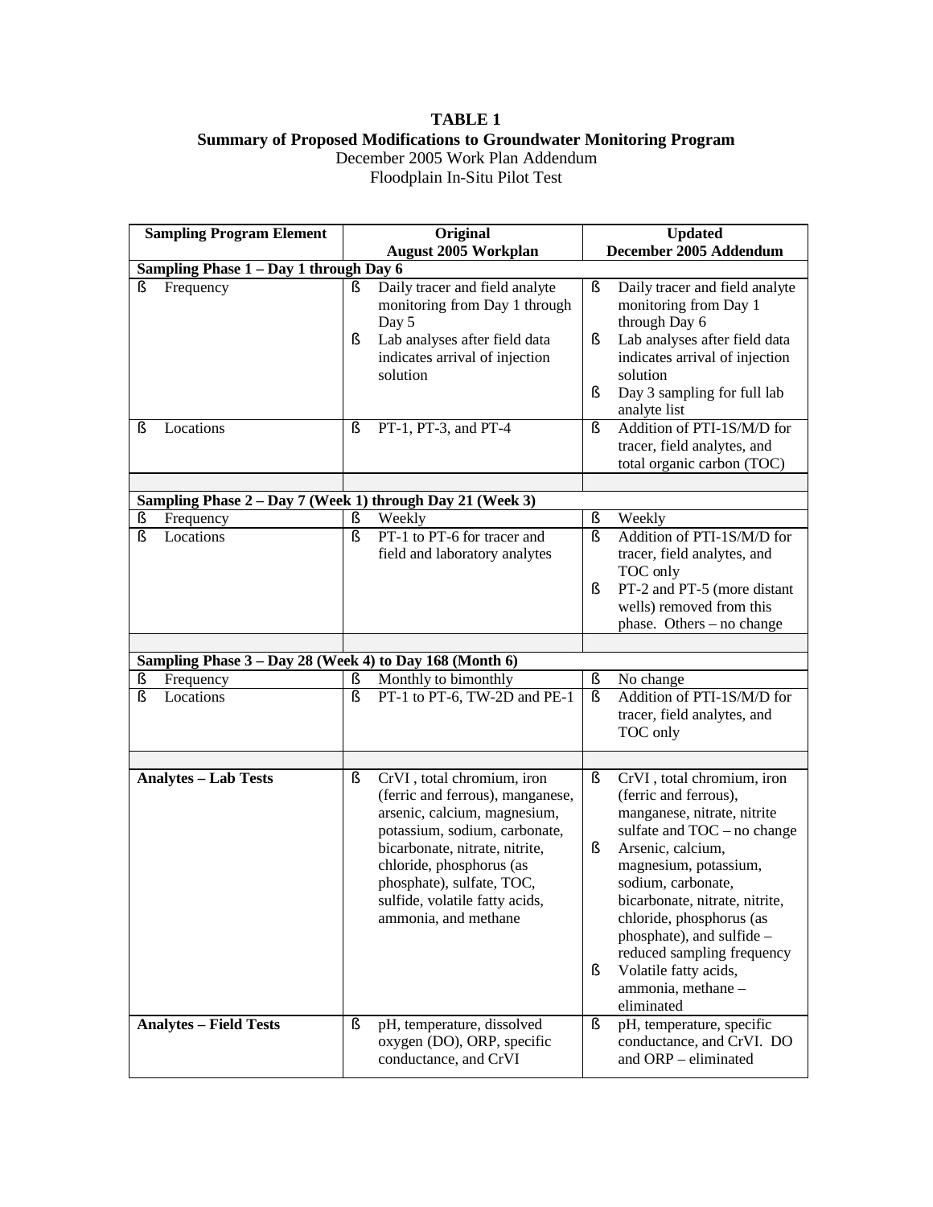**TABLE 1**
**Summary of Proposed Modifications to Groundwater Monitoring Program**
December 2005 Work Plan Addendum
Floodplain In-Situ Pilot Test

| Sampling Program Element | Original August 2005 Workplan | Updated December 2005 Addendum |
|---|---|---|
| **Sampling Phase 1 – Day 1 through Day 6** | | |
| ß Frequency | ß Daily tracer and field analyte monitoring from Day 1 through Day 5<br>ß Lab analyses after field data indicates arrival of injection solution | ß Daily tracer and field analyte monitoring from Day 1 through Day 6<br>ß Lab analyses after field data indicates arrival of injection solution<br>ß Day 3 sampling for full lab analyte list |
| ß Locations | ß PT-1, PT-3, and PT-4 | ß Addition of PTI-1S/M/D for tracer, field analytes, and total organic carbon (TOC) |
| **Sampling Phase 2 – Day 7 (Week 1) through Day 21 (Week 3)** | | |
| ß Frequency | ß Weekly | ß Weekly |
| ß Locations | ß PT-1 to PT-6 for tracer and field and laboratory analytes | ß Addition of PTI-1S/M/D for tracer, field analytes, and TOC only<br>ß PT-2 and PT-5 (more distant wells) removed from this phase. Others – no change |
| **Sampling Phase 3 – Day 28 (Week 4) to Day 168 (Month 6)** | | |
| ß Frequency | ß Monthly to bimonthly | ß No change |
| ß Locations | ß PT-1 to PT-6, TW-2D and PE-1 | ß Addition of PTI-1S/M/D for tracer, field analytes, and TOC only |
| **Analytes – Lab Tests** | ß CrVI , total chromium, iron (ferric and ferrous), manganese, arsenic, calcium, magnesium, potassium, sodium, carbonate, bicarbonate, nitrate, nitrite, chloride, phosphorus (as phosphate), sulfate, TOC, sulfide, volatile fatty acids, ammonia, and methane | ß CrVI , total chromium, iron (ferric and ferrous), manganese, nitrate, nitrite sulfate and TOC – no change<br>ß Arsenic, calcium, magnesium, potassium, sodium, carbonate, bicarbonate, nitrate, nitrite, chloride, phosphorus (as phosphate), and sulfide – reduced sampling frequency<br>ß Volatile fatty acids, ammonia, methane – eliminated |
| **Analytes – Field Tests** | ß pH, temperature, dissolved oxygen (DO), ORP, specific conductance, and CrVI | ß pH, temperature, specific conductance, and CrVI. DO and ORP – eliminated |